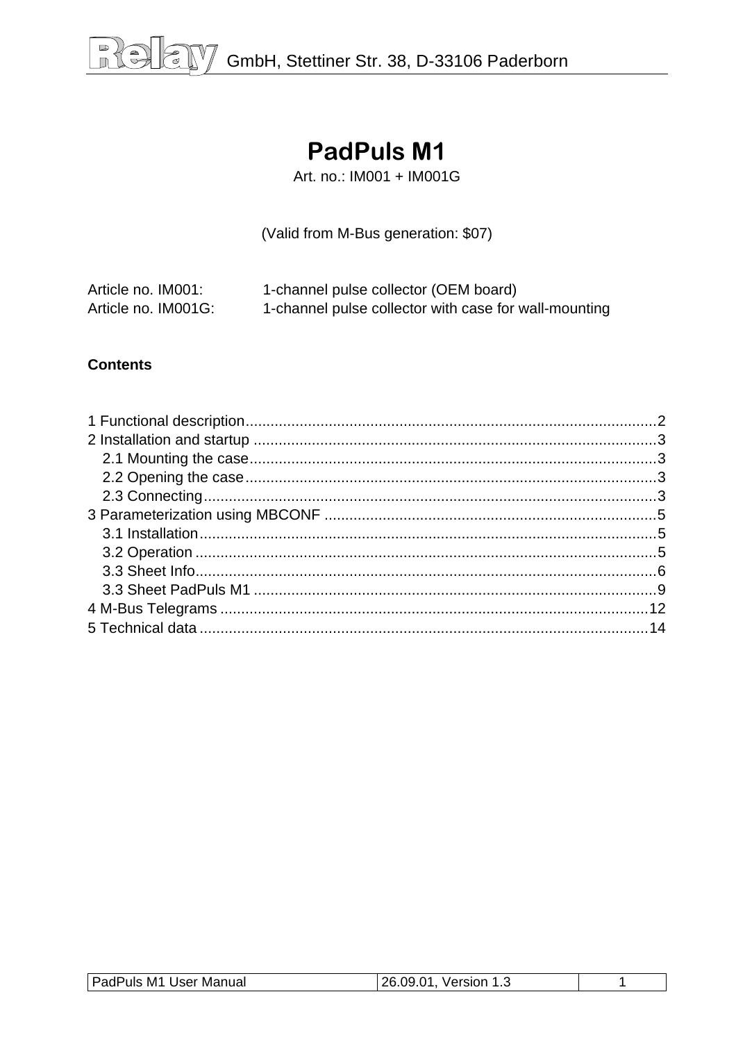# PadPuls M1

Art. no.: IM001 + IM001G

(Valid from M-Bus generation: $07)

Article no. IM001: 1-channel pulse collector (OEM board)
Article no. IM001G: 1-channel pulse collector with case for wall-mounting

**Contents**

1 Functional description ... 2
2 Installation and startup ... 3
  2.1 Mounting the case ... 3
  2.2 Opening the case ... 3
  2.3 Connecting ... 3
3 Parameterization using MBCONF ... 5
  3.1 Installation ... 5
  3.2 Operation ... 5
  3.3 Sheet Info ... 6
  3.3 Sheet PadPuls M1 ... 9
4 M-Bus Telegrams ... 12
5 Technical data ... 14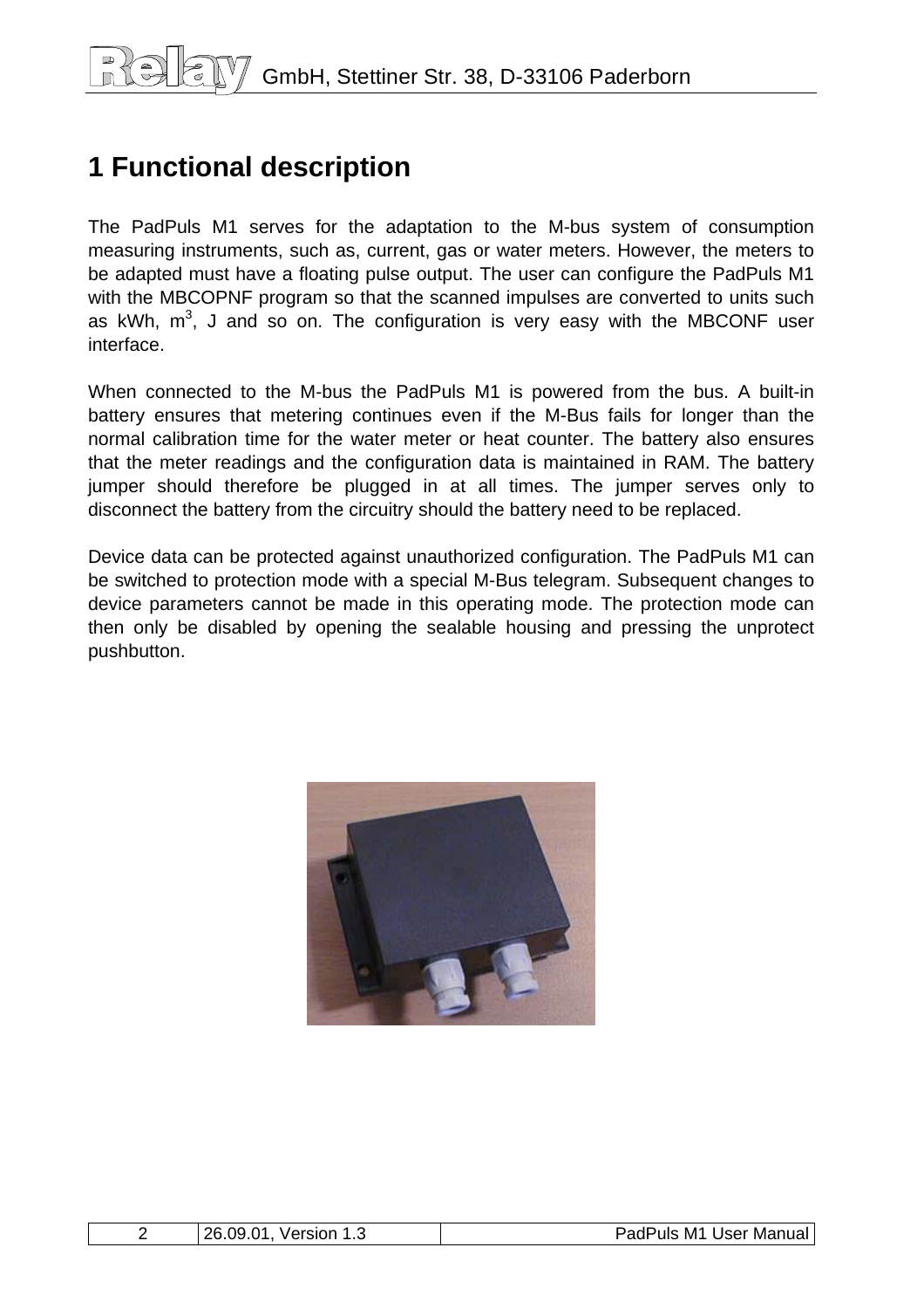# 1 Functional description

The PadPuls M1 serves for the adaptation to the M-bus system of consumption measuring instruments, such as, current, gas or water meters. However, the meters to be adapted must have a floating pulse output. The user can configure the PadPuls M1 with the MBCOPNF program so that the scanned impulses are converted to units such as kWh, $m^3$, J and so on. The configuration is very easy with the MBCONF user interface.

When connected to the M-bus the PadPuls M1 is powered from the bus. A built-in battery ensures that metering continues even if the M-Bus fails for longer than the normal calibration time for the water meter or heat counter. The battery also ensures that the meter readings and the configuration data is maintained in RAM. The battery jumper should therefore be plugged in at all times. The jumper serves only to disconnect the battery from the circuitry should the battery need to be replaced.

Device data can be protected against unauthorized configuration. The PadPuls M1 can be switched to protection mode with a special M-Bus telegram. Subsequent changes to device parameters cannot be made in this operating mode. The protection mode can then only be disabled by opening the sealable housing and pressing the unprotect pushbutton.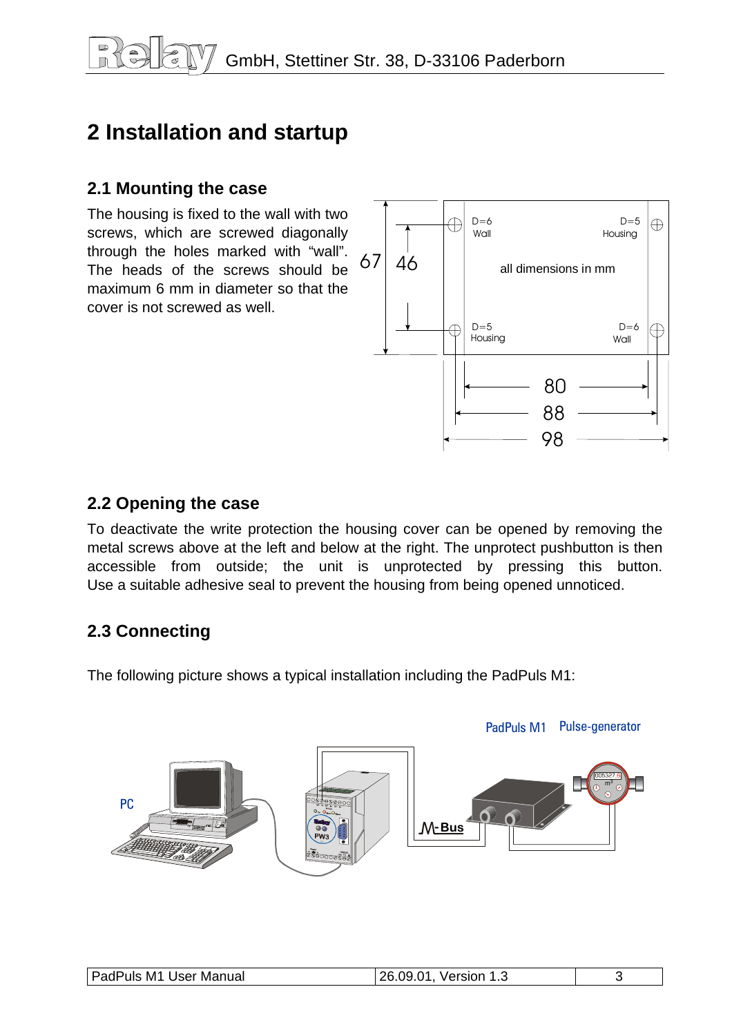# 2 Installation and startup

## 2.1 Mounting the case

The housing is fixed to the wall with two screws, which are screwed diagonally through the holes marked with “wall”. The heads of the screws should be maximum 6 mm in diameter so that the cover is not screwed as well.

## 2.2 Opening the case

To deactivate the write protection the housing cover can be opened by removing the metal screws above at the left and below at the right. The unprotect pushbutton is then accessible from outside; the unit is unprotected by pressing this button. Use a suitable adhesive seal to prevent the housing from being opened unnoticed.

## 2.3 Connecting

The following picture shows a typical installation including the PadPuls M1: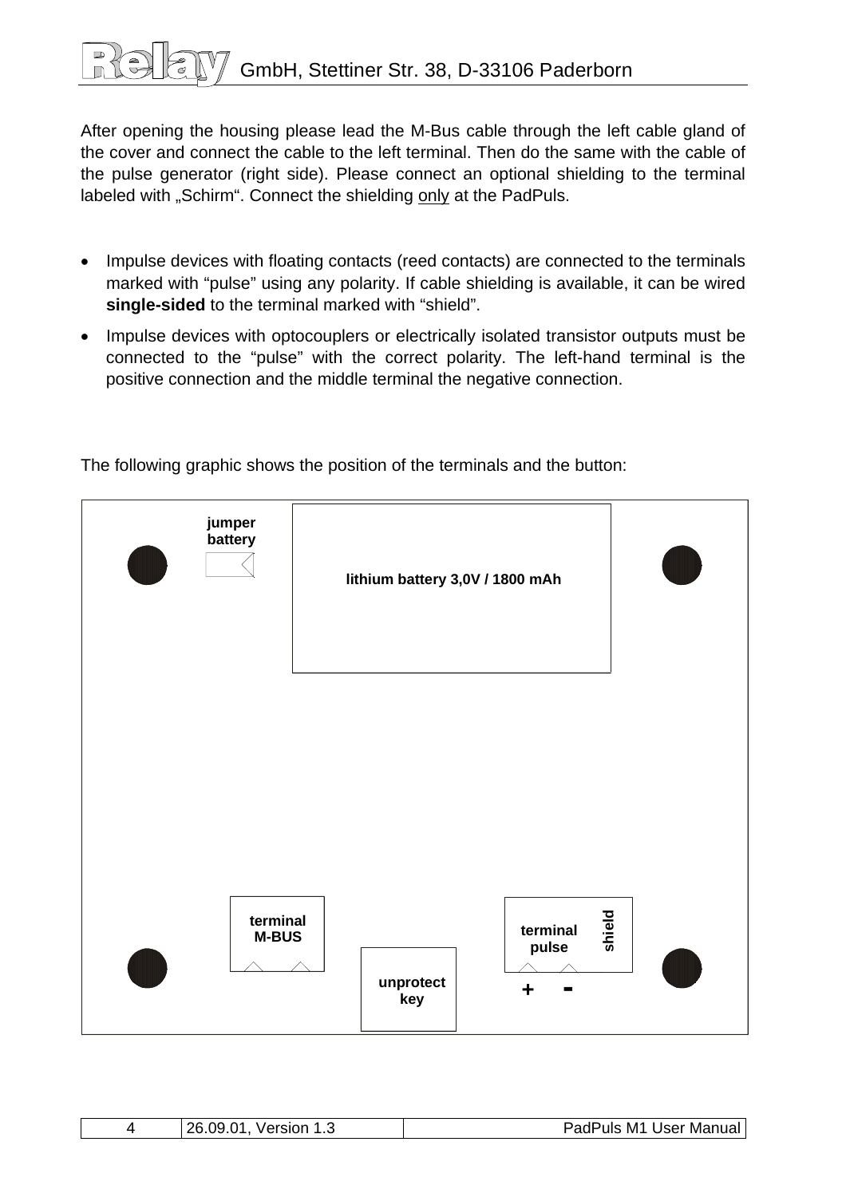After opening the housing please lead the M-Bus cable through the left cable gland of the cover and connect the cable to the left terminal. Then do the same with the cable of the pulse generator (right side). Please connect an optional shielding to the terminal labeled with „Schirm“. Connect the shielding only at the PadPuls.

- Impulse devices with floating contacts (reed contacts) are connected to the terminals marked with “pulse” using any polarity. If cable shielding is available, it can be wired **single-sided** to the terminal marked with “shield”.
- Impulse devices with optocouplers or electrically isolated transistor outputs must be connected to the “pulse” with the correct polarity. The left-hand terminal is the positive connection and the middle terminal the negative connection.

The following graphic shows the position of the terminals and the button:

jumper battery

lithium battery 3,0V / 1800 mAh

terminal M-BUS

unprotect key

terminal pulse

shield

+ -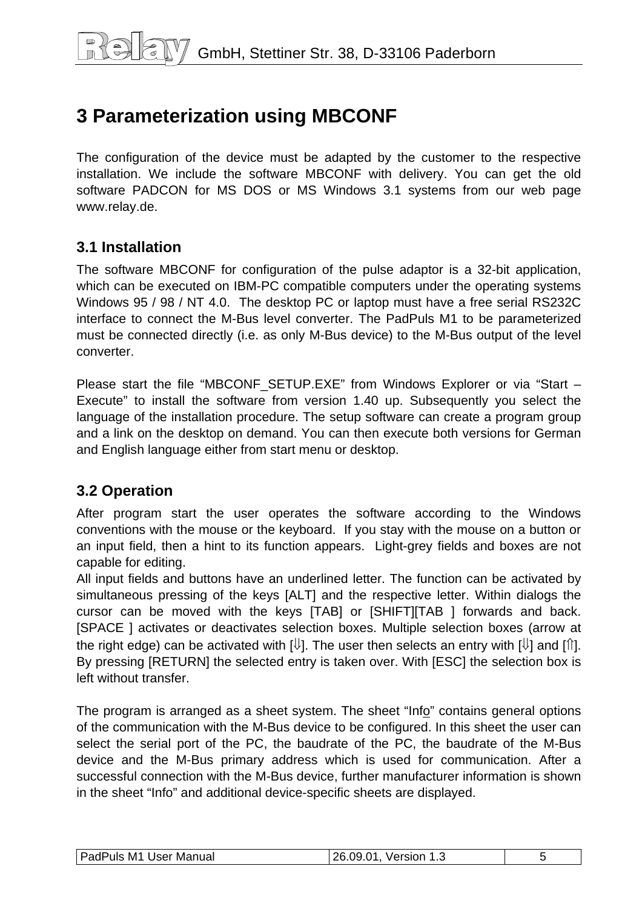# 3 Parameterization using MBCONF

The configuration of the device must be adapted by the customer to the respective installation. We include the software MBCONF with delivery. You can get the old software PADCON for MS DOS or MS Windows 3.1 systems from our web page www.relay.de.

## 3.1 Installation

The software MBCONF for configuration of the pulse adaptor is a 32-bit application, which can be executed on IBM-PC compatible computers under the operating systems Windows 95 / 98 / NT 4.0. The desktop PC or laptop must have a free serial RS232C interface to connect the M-Bus level converter. The PadPuls M1 to be parameterized must be connected directly (i.e. as only M-Bus device) to the M-Bus output of the level converter.

Please start the file “MBCONF_SETUP.EXE” from Windows Explorer or via “Start – Execute” to install the software from version 1.40 up. Subsequently you select the language of the installation procedure. The setup software can create a program group and a link on the desktop on demand. You can then execute both versions for German and English language either from start menu or desktop.

## 3.2 Operation

After program start the user operates the software according to the Windows conventions with the mouse or the keyboard. If you stay with the mouse on a button or an input field, then a hint to its function appears. Light-grey fields and boxes are not capable for editing.
All input fields and buttons have an underlined letter. The function can be activated by simultaneous pressing of the keys [ALT] and the respective letter. Within dialogs the cursor can be moved with the keys [TAB] or [SHIFT][TAB ] forwards and back. [SPACE ] activates or deactivates selection boxes. Multiple selection boxes (arrow at the right edge) can be activated with [⇓]. The user then selects an entry with [⇓] and [⇑]. By pressing [RETURN] the selected entry is taken over. With [ESC] the selection box is left without transfer.

The program is arranged as a sheet system. The sheet “Info” contains general options of the communication with the M-Bus device to be configured. In this sheet the user can select the serial port of the PC, the baudrate of the PC, the baudrate of the M-Bus device and the M-Bus primary address which is used for communication. After a successful connection with the M-Bus device, further manufacturer information is shown in the sheet “Info” and additional device-specific sheets are displayed.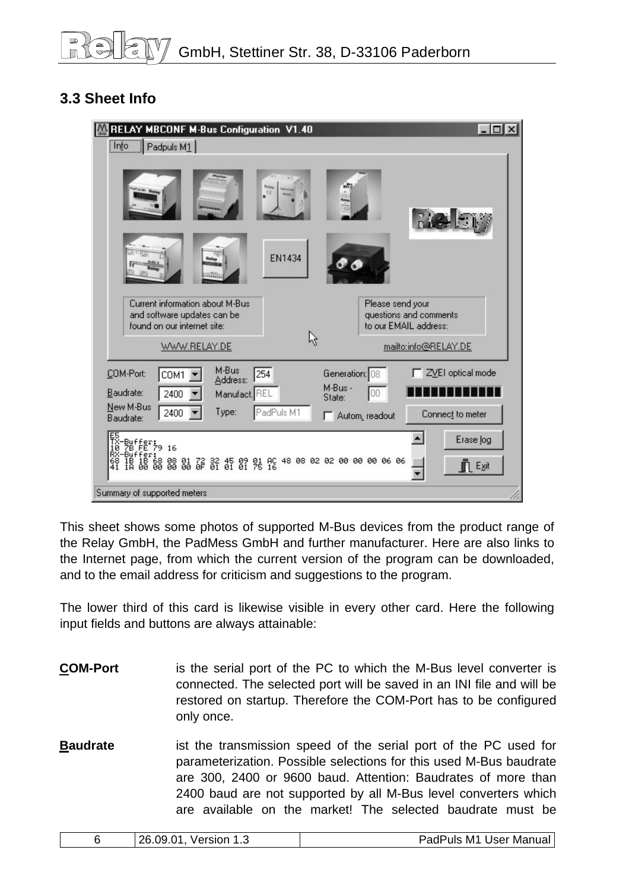### 3.3 Sheet Info

This sheet shows some photos of supported M-Bus devices from the product range of the Relay GmbH, the PadMess GmbH and further manufacturer. Here are also links to the Internet page, from which the current version of the program can be downloaded, and to the email address for criticism and suggestions to the program.

The lower third of this card is likewise visible in every other card. Here the following input fields and buttons are always attainable:

**COM-Port** is the serial port of the PC to which the M-Bus level converter is connected. The selected port will be saved in an INI file and will be restored on startup. Therefore the COM-Port has to be configured only once.

**Baudrate** ist the transmission speed of the serial port of the PC used for parameterization. Possible selections for this used M-Bus baudrate are 300, 2400 or 9600 baud. Attention: Baudrates of more than 2400 baud are not supported by all M-Bus level converters which are available on the market! The selected baudrate must be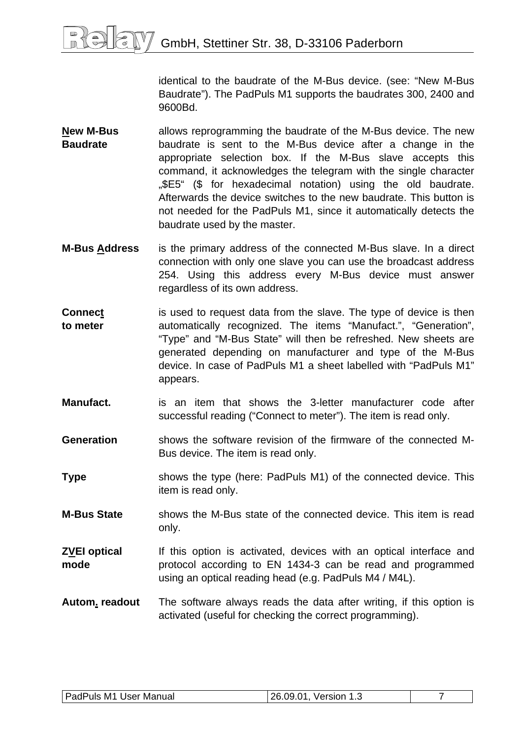identical to the baudrate of the M-Bus device. (see: “New M-Bus Baudrate”). The PadPuls M1 supports the baudrates 300, 2400 and 9600Bd.

**New M-Bus Baudrate** allows reprogramming the baudrate of the M-Bus device. The new baudrate is sent to the M-Bus device after a change in the appropriate selection box. If the M-Bus slave accepts this command, it acknowledges the telegram with the single character „$E5“ ($ for hexadecimal notation) using the old baudrate. Afterwards the device switches to the new baudrate. This button is not needed for the PadPuls M1, since it automatically detects the baudrate used by the master.

**M-Bus Address** is the primary address of the connected M-Bus slave. In a direct connection with only one slave you can use the broadcast address 254. Using this address every M-Bus device must answer regardless of its own address.

**Connect to meter** is used to request data from the slave. The type of device is then automatically recognized. The items “Manufact.”, “Generation”, “Type” and “M-Bus State” will then be refreshed. New sheets are generated depending on manufacturer and type of the M-Bus device. In case of PadPuls M1 a sheet labelled with “PadPuls M1” appears.

**Manufact.** is an item that shows the 3-letter manufacturer code after successful reading (“Connect to meter”). The item is read only.

**Generation** shows the software revision of the firmware of the connected M-Bus device. The item is read only.

**Type** shows the type (here: PadPuls M1) of the connected device. This item is read only.

**M-Bus State** shows the M-Bus state of the connected device. This item is read only.

**ZVEI optical mode** If this option is activated, devices with an optical interface and protocol according to EN 1434-3 can be read and programmed using an optical reading head (e.g. PadPuls M4 / M4L).

**Autom. readout** The software always reads the data after writing, if this option is activated (useful for checking the correct programming).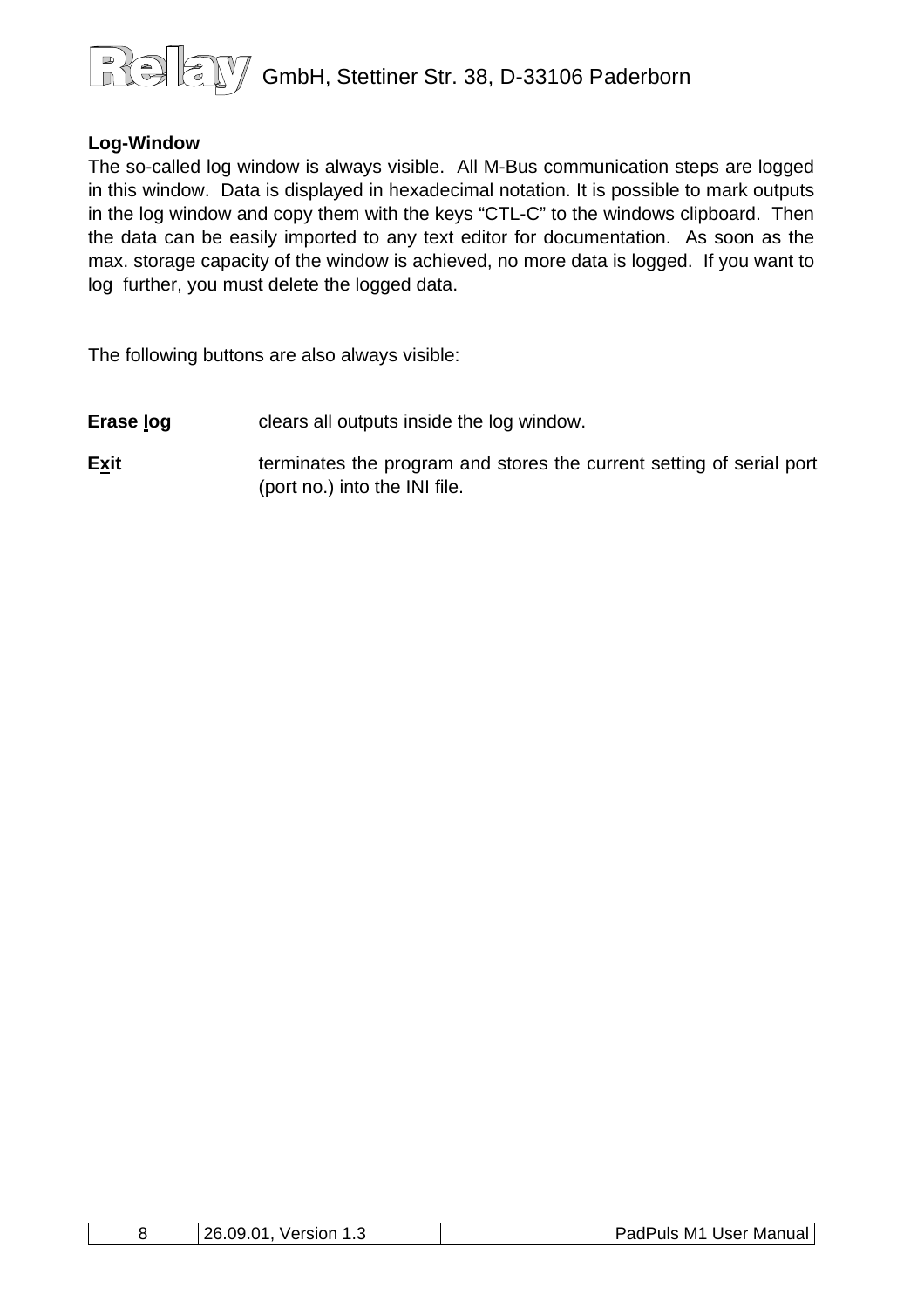**Log-Window**

The so-called log window is always visible. All M-Bus communication steps are logged in this window. Data is displayed in hexadecimal notation. It is possible to mark outputs in the log window and copy them with the keys “CTL-C” to the windows clipboard. Then the data can be easily imported to any text editor for documentation. As soon as the max. storage capacity of the window is achieved, no more data is logged. If you want to log further, you must delete the logged data.

The following buttons are also always visible:

**Erase log** clears all outputs inside the log window.

**Exit** terminates the program and stores the current setting of serial port (port no.) into the INI file.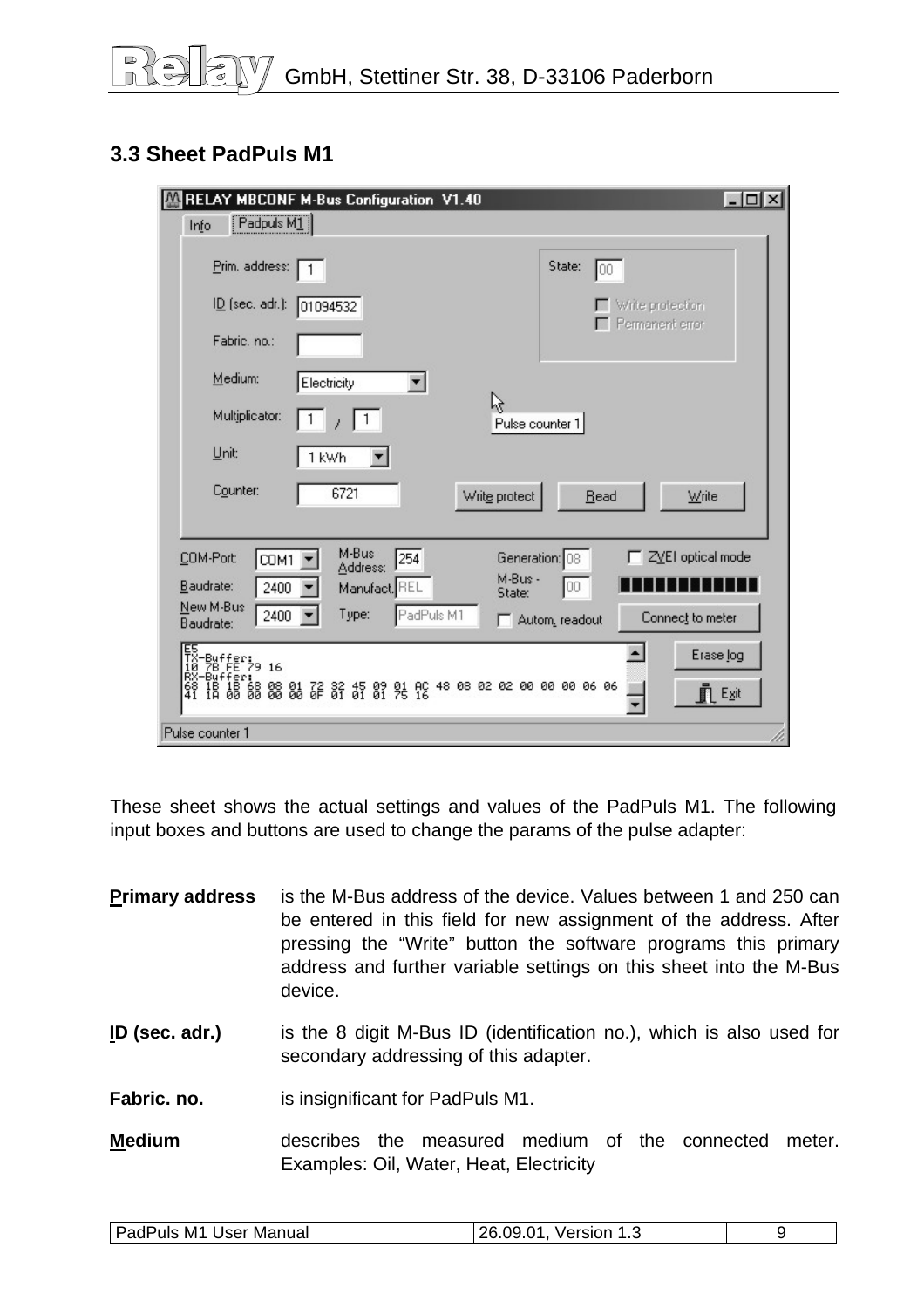### 3.3 Sheet PadPuls M1

These sheet shows the actual settings and values of the PadPuls M1. The following input boxes and buttons are used to change the params of the pulse adapter:

**Primary address** is the M-Bus address of the device. Values between 1 and 250 can be entered in this field for new assignment of the address. After pressing the "Write" button the software programs this primary address and further variable settings on this sheet into the M-Bus device.

**ID (sec. adr.)** is the 8 digit M-Bus ID (identification no.), which is also used for secondary addressing of this adapter.

**Fabric. no.** is insignificant for PadPuls M1.

**Medium** describes the measured medium of the connected meter. Examples: Oil, Water, Heat, Electricity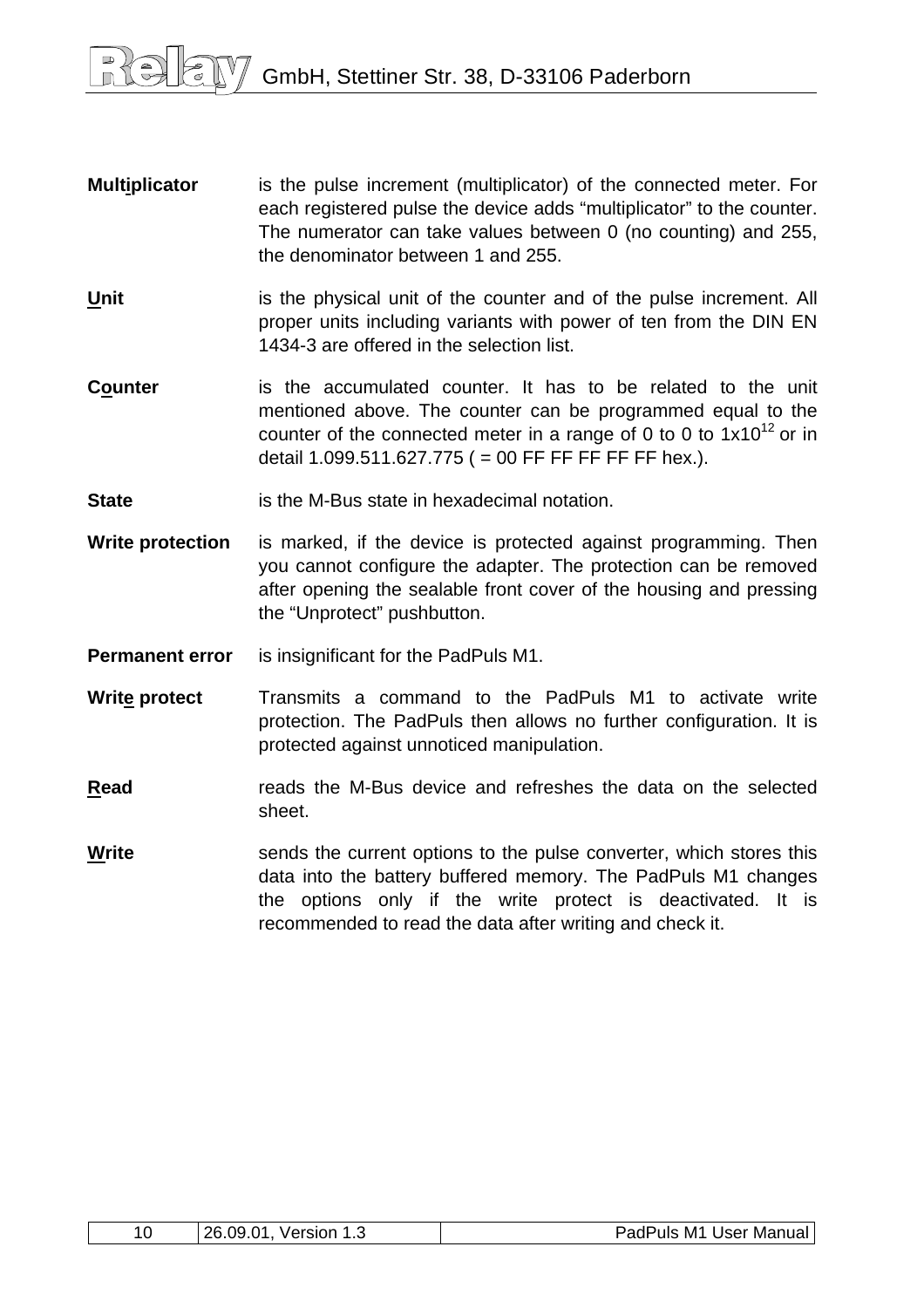**Multiplicator** is the pulse increment (multiplicator) of the connected meter. For each registered pulse the device adds “multiplicator” to the counter. The numerator can take values between 0 (no counting) and 255, the denominator between 1 and 255.

**Unit** is the physical unit of the counter and of the pulse increment. All proper units including variants with power of ten from the DIN EN 1434-3 are offered in the selection list.

**Counter** is the accumulated counter. It has to be related to the unit mentioned above. The counter can be programmed equal to the counter of the connected meter in a range of 0 to 0 to $1x10^{12}$ or in detail 1.099.511.627.775 ( = 00 FF FF FF FF FF hex.).

**State** is the M-Bus state in hexadecimal notation.

**Write protection** is marked, if the device is protected against programming. Then you cannot configure the adapter. The protection can be removed after opening the sealable front cover of the housing and pressing the “Unprotect” pushbutton.

**Permanent error** is insignificant for the PadPuls M1.

**Write protect** Transmits a command to the PadPuls M1 to activate write protection. The PadPuls then allows no further configuration. It is protected against unnoticed manipulation.

**Read** reads the M-Bus device and refreshes the data on the selected sheet.

**Write** sends the current options to the pulse converter, which stores this data into the battery buffered memory. The PadPuls M1 changes the options only if the write protect is deactivated. It is recommended to read the data after writing and check it.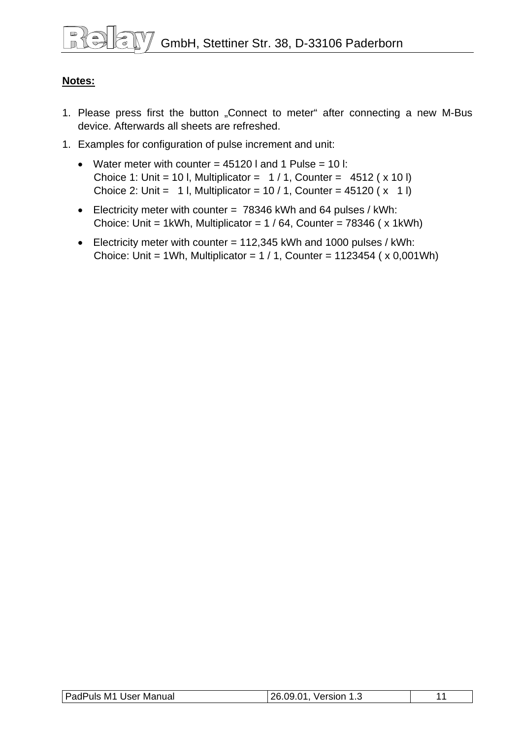**Notes:**

1. Please press first the button „Connect to meter“ after connecting a new M-Bus device. Afterwards all sheets are refreshed.
1. Examples for configuration of pulse increment and unit:
   - Water meter with counter = 45120 l and 1 Pulse = 10 l:
     Choice 1: Unit = 10 l, Multiplicator = 1 / 1, Counter = 4512 ( x 10 l)
     Choice 2: Unit = 1 l, Multiplicator = 10 / 1, Counter = 45120 ( x 1 l)
   - Electricity meter with counter = 78346 kWh and 64 pulses / kWh:
     Choice: Unit = 1kWh, Multiplicator = 1 / 64, Counter = 78346 ( x 1kWh)
   - Electricity meter with counter = 112,345 kWh and 1000 pulses / kWh:
     Choice: Unit = 1Wh, Multiplicator = 1 / 1, Counter = 1123454 ( x 0,001Wh)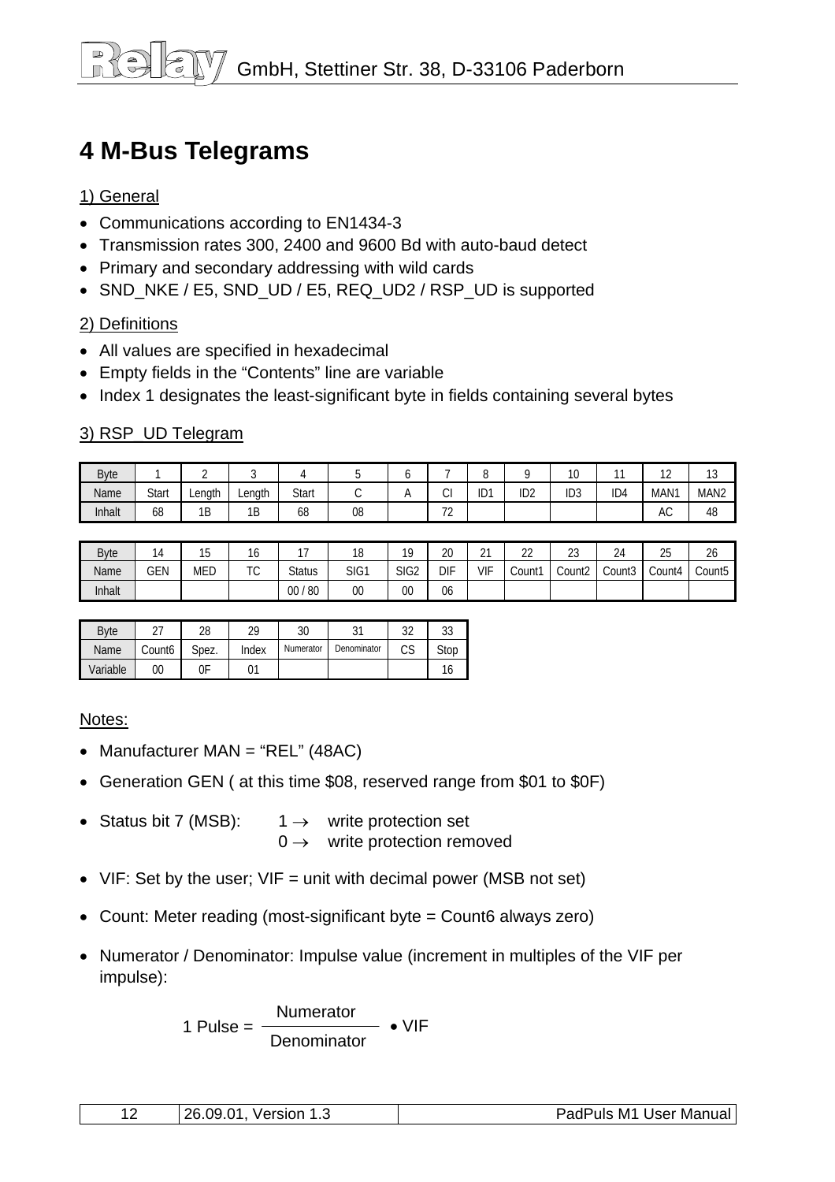# 4 M-Bus Telegrams

1) General

- Communications according to EN1434-3
- Transmission rates 300, 2400 and 9600 Bd with auto-baud detect
- Primary and secondary addressing with wild cards
- SND_NKE / E5, SND_UD / E5, REQ_UD2 / RSP_UD is supported

2) Definitions

- All values are specified in hexadecimal
- Empty fields in the “Contents” line are variable
- Index 1 designates the least-significant byte in fields containing several bytes

3) RSP_UD Telegram

| Byte | 1 | 2 | 3 | 4 | 5 | 6 | 7 | 8 | 9 | 10 | 11 | 12 | 13 |
|---|---|---|---|---|---|---|---|---|---|---|---|---|---|
| Name | Start | Length | Length | Start | C | A | CI | ID1 | ID2 | ID3 | ID4 | MAN1 | MAN2 |
| Inhalt | 68 | 1B | 1B | 68 | 08 | | 72 | | | | | AC | 48 |

| Byte | 14 | 15 | 16 | 17 | 18 | 19 | 20 | 21 | 22 | 23 | 24 | 25 | 26 |
|---|---|---|---|---|---|---|---|---|---|---|---|---|---|
| Name | GEN | MED | TC | Status | SIG1 | SIG2 | DIF | VIF | Count1 | Count2 | Count3 | Count4 | Count5 |
| Inhalt | | | | 00 / 80 | 00 | 00 | 06 | | | | | | |

| Byte | 27 | 28 | 29 | 30 | 31 | 32 | 33 |
|---|---|---|---|---|---|---|---|
| Name | Count6 | Spez. | Index | Numerator | Denominator | CS | Stop |
| Variable | 00 | 0F | 01 | | | | 16 |

Notes:

- Manufacturer MAN = “REL” (48AC)
- Generation GEN ( at this time $08, reserved range from $01 to $0F)
- Status bit 7 (MSB): 1 → write protection set
  0 → write protection removed
- VIF: Set by the user; VIF = unit with decimal power (MSB not set)
- Count: Meter reading (most-significant byte = Count6 always zero)
- Numerator / Denominator: Impulse value (increment in multiples of the VIF per impulse):

$$1 \text{ Pulse} = \frac{\text{Numerator}}{\text{Denominator}} \bullet \text{VIF}$$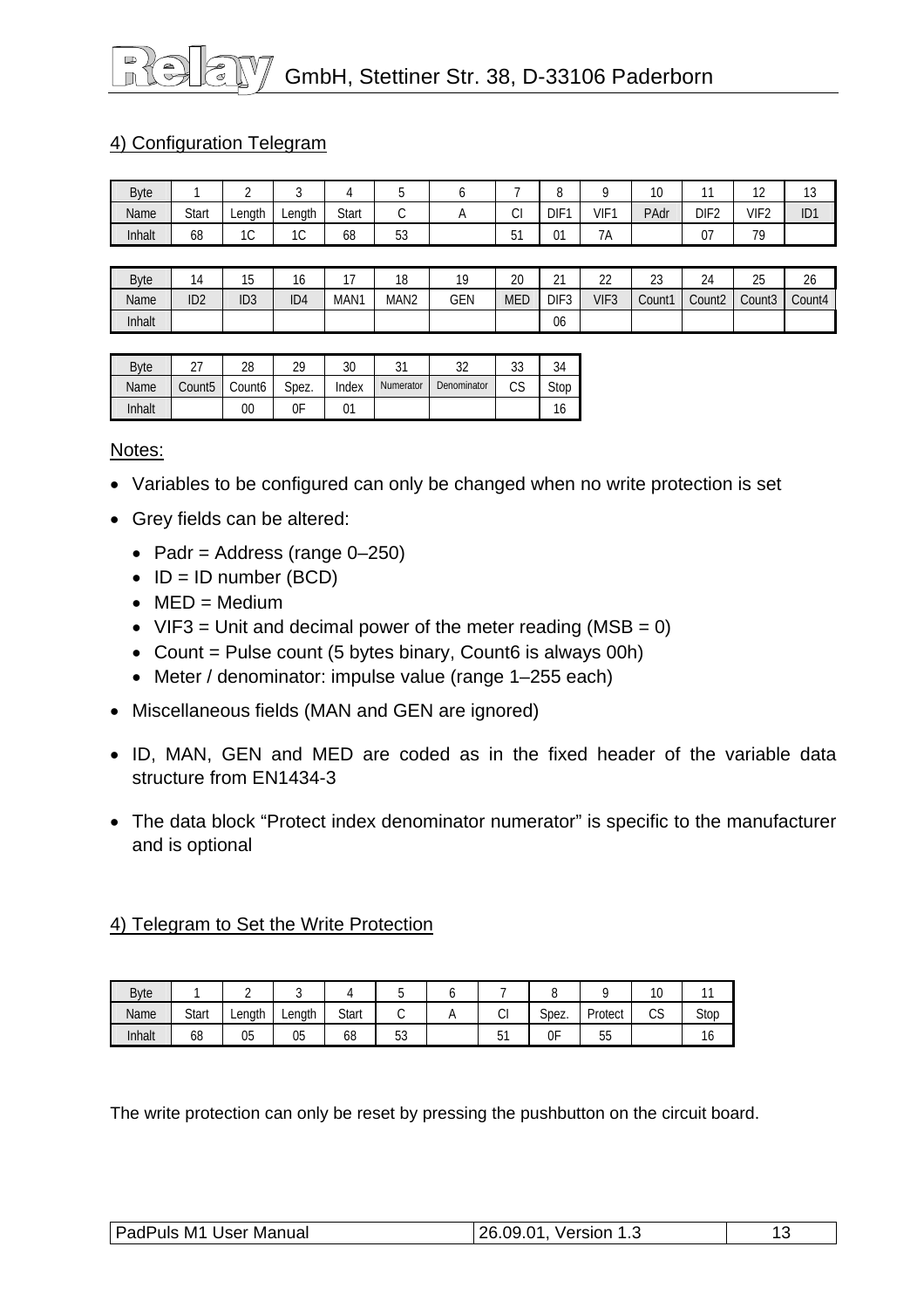## 4) Configuration Telegram

| Byte | 1 | 2 | 3 | 4 | 5 | 6 | 7 | 8 | 9 | 10 | 11 | 12 | 13 |
|---|---|---|---|---|---|---|---|---|---|---|---|---|---|
| Name | Start | Length | Length | Start | C | A | CI | DIF1 | VIF1 | PAdr | DIF2 | VIF2 | ID1 |
| Inhalt | 68 | 1C | 1C | 68 | 53 | | 51 | 01 | 7A | | 07 | 79 | |

| Byte | 14 | 15 | 16 | 17 | 18 | 19 | 20 | 21 | 22 | 23 | 24 | 25 | 26 |
|---|---|---|---|---|---|---|---|---|---|---|---|---|---|
| Name | ID2 | ID3 | ID4 | MAN1 | MAN2 | GEN | MED | DIF3 | VIF3 | Count1 | Count2 | Count3 | Count4 |
| Inhalt | | | | | | | | 06 | | | | | |

| Byte | 27 | 28 | 29 | 30 | 31 | 32 | 33 | 34 |
|---|---|---|---|---|---|---|---|---|
| Name | Count5 | Count6 | Spez. | Index | Numerator | Denominator | CS | Stop |
| Inhalt | | 00 | 0F | 01 | | | | 16 |

Notes:

- Variables to be configured can only be changed when no write protection is set
- Grey fields can be altered:
  - Padr = Address (range 0–250)
  - ID = ID number (BCD)
  - MED = Medium
  - VIF3 = Unit and decimal power of the meter reading (MSB = 0)
  - Count = Pulse count (5 bytes binary, Count6 is always 00h)
  - Meter / denominator: impulse value (range 1–255 each)
- Miscellaneous fields (MAN and GEN are ignored)
- ID, MAN, GEN and MED are coded as in the fixed header of the variable data structure from EN1434-3
- The data block “Protect index denominator numerator” is specific to the manufacturer and is optional

## 4) Telegram to Set the Write Protection

| Byte | 1 | 2 | 3 | 4 | 5 | 6 | 7 | 8 | 9 | 10 | 11 |
|---|---|---|---|---|---|---|---|---|---|---|---|
| Name | Start | Length | Length | Start | C | A | CI | Spez. | Protect | CS | Stop |
| Inhalt | 68 | 05 | 05 | 68 | 53 | | 51 | 0F | 55 | | 16 |

The write protection can only be reset by pressing the pushbutton on the circuit board.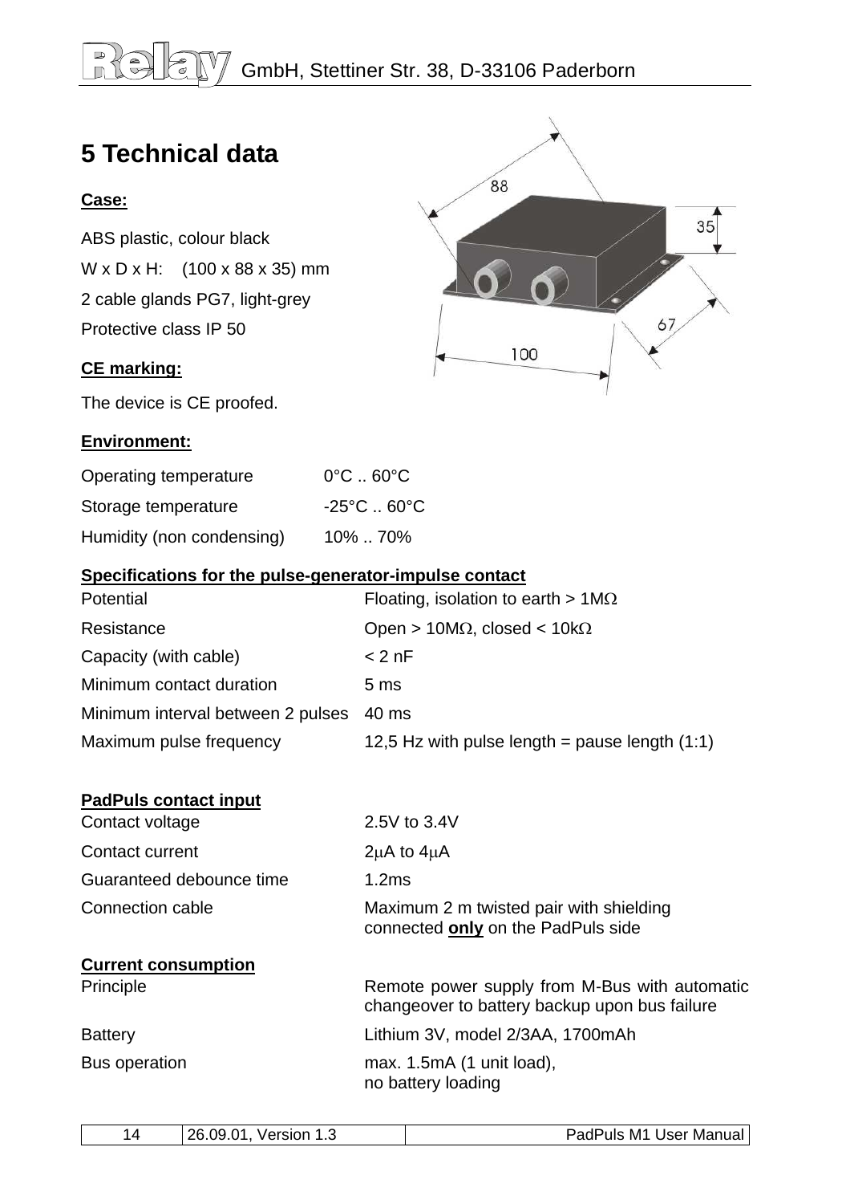# 5 Technical data

**Case:**

ABS plastic, colour black

W x D x H: (100 x 88 x 35) mm

2 cable glands PG7, light-grey

Protective class IP 50

**CE marking:**

The device is CE proofed.

**Environment:**

| | |
|---|---|
| Operating temperature | 0°C .. 60°C |
| Storage temperature | -25°C .. 60°C |
| Humidity (non condensing) | 10% .. 70% |

**Specifications for the pulse-generator-impulse contact**

| | |
|---|---|
| Potential | Floating, isolation to earth > 1MΩ |
| Resistance | Open > 10MΩ, closed < 10kΩ |
| Capacity (with cable) | < 2 nF |
| Minimum contact duration | 5 ms |
| Minimum interval between 2 pulses | 40 ms |
| Maximum pulse frequency | 12,5 Hz with pulse length = pause length (1:1) |

**PadPuls contact input**

| | |
|---|---|
| Contact voltage | 2.5V to 3.4V |
| Contact current | 2μA to 4μA |
| Guaranteed debounce time | 1.2ms |
| Connection cable | Maximum 2 m twisted pair with shielding connected **only** on the PadPuls side |

**Current consumption**

| | |
|---|---|
| Principle | Remote power supply from M-Bus with automatic changeover to battery backup upon bus failure |
| Battery | Lithium 3V, model 2/3AA, 1700mAh |
| Bus operation | max. 1.5mA (1 unit load), no battery loading |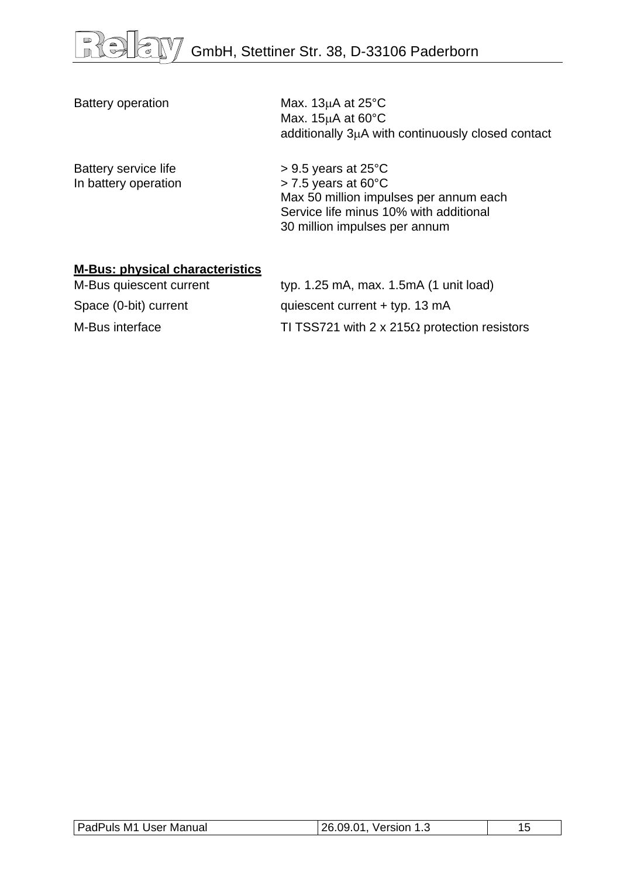| | |
|---|---|
| Battery operation | Max. 13μA at 25°C<br>Max. 15μA at 60°C<br>additionally 3μA with continuously closed contact |
| Battery service life<br>In battery operation | > 9.5 years at 25°C<br>> 7.5 years at 60°C<br>Max 50 million impulses per annum each<br>Service life minus 10% with additional<br>30 million impulses per annum |

**<u>M-Bus: physical characteristics</u>**

| | |
|---|---|
| M-Bus quiescent current | typ. 1.25 mA, max. 1.5mA (1 unit load) |
| Space (0-bit) current | quiescent current + typ. 13 mA |
| M-Bus interface | TI TSS721 with 2 x 215Ω protection resistors |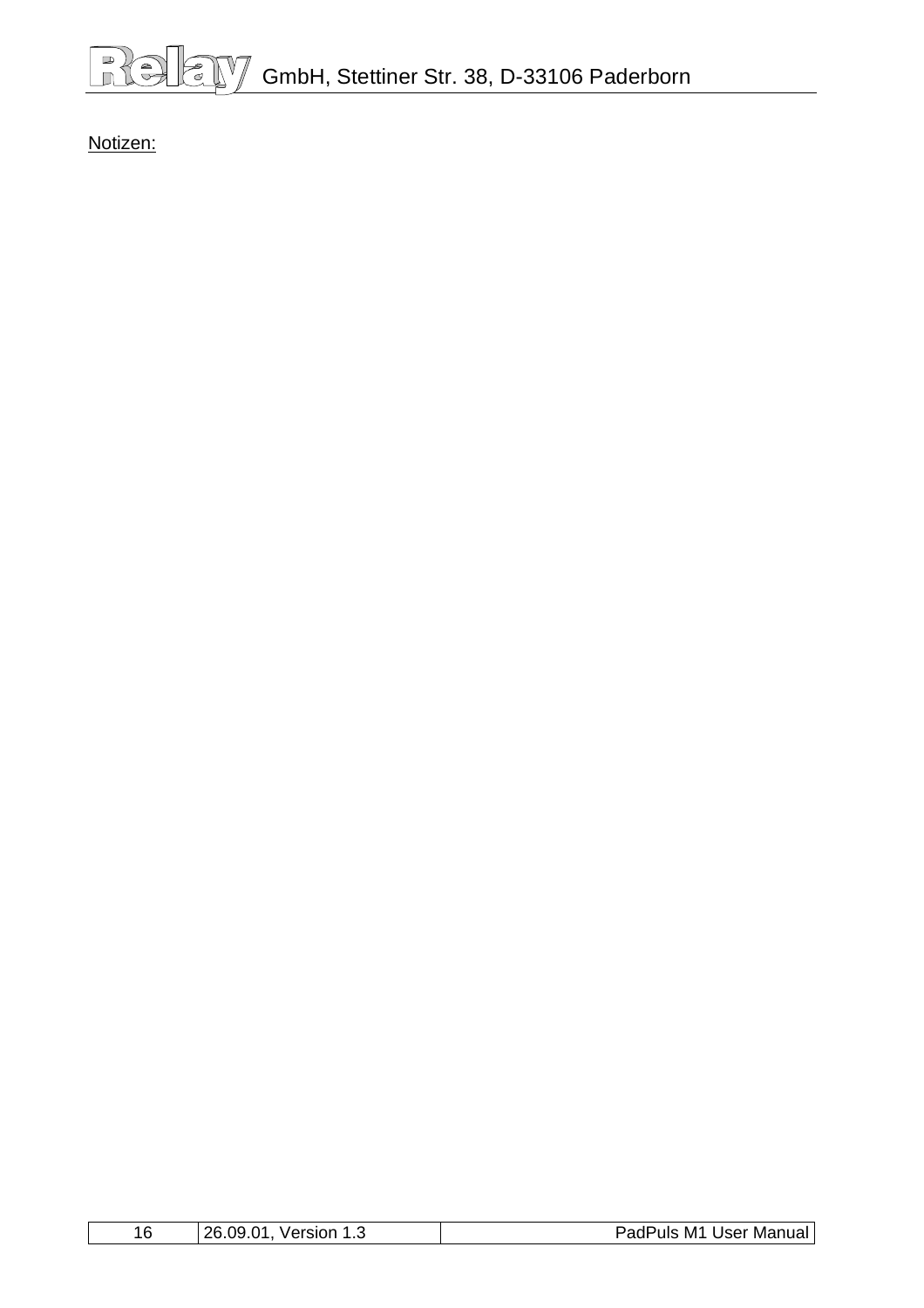Notizen: